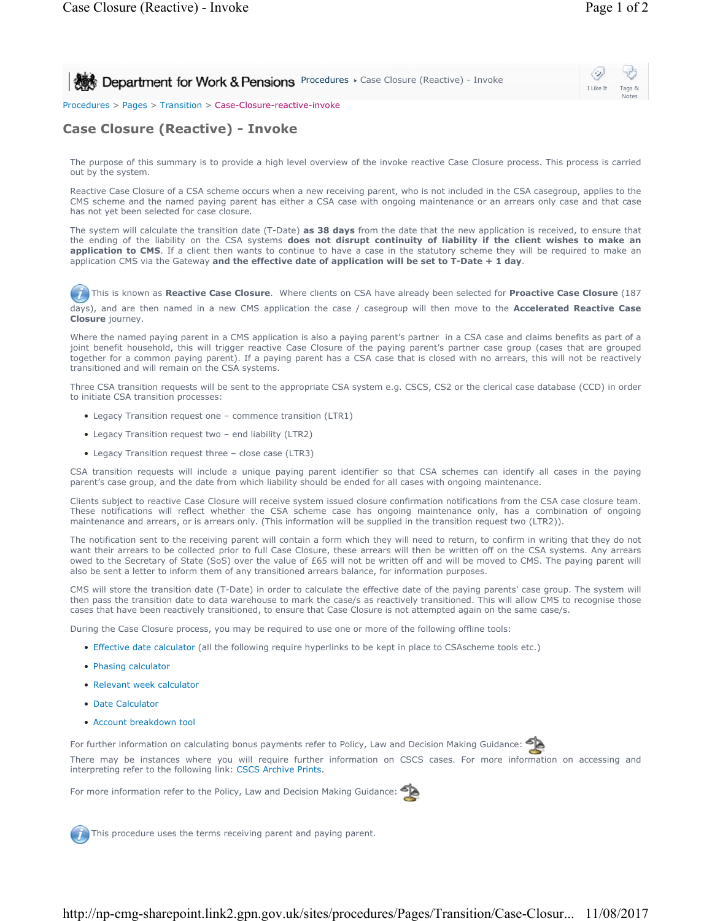Procedures > Pages > Transition > Case-Closure-reactive-invoke

# Case Closure (Reactive) - Invoke

The purpose of this summary is to provide a high level overview of the invoke reactive Case Closure process. This process is carried out by the system.

Reactive Case Closure of a CSA scheme occurs when a new receiving parent, who is not included in the CSA casegroup, applies to the CMS scheme and the named paying parent has either a CSA case with ongoing maintenance or an arrears only case and that case has not yet been selected for case closure.

The system will calculate the transition date (T-Date) **as 38 days** from the date that the new application is received, to ensure that the ending of the liability on the CSA systems **does not disrupt continuity of liability if the client wishes to make an application to CMS**. If a client then wants to continue to have a case in the statutory scheme they will be required to make an application CMS via the Gateway **and the effective date of application will be set to T-Date + 1 day**.

This is known as **Reactive Case Closure**. Where clients on CSA have already been selected for **Proactive Case Closure** (187 days), and are then named in a new CMS application the case / casegroup will then move to the **Accelerated Reactive Case Closure** journey.

Where the named paying parent in a CMS application is also a paying parent's partner in a CSA case and claims benefits as part of a joint benefit household, this will trigger reactive Case Closure of the paying parent's partner case group (cases that are grouped together for a common paying parent). If a paying parent has a CSA case that is closed with no arrears, this will not be reactively transitioned and will remain on the CSA systems.

Three CSA transition requests will be sent to the appropriate CSA system e.g. CSCS, CS2 or the clerical case database (CCD) in order to initiate CSA transition processes:

- Legacy Transition request one – commence transition (LTR1)
- Legacy Transition request two – end liability (LTR2)
- Legacy Transition request three – close case (LTR3)

CSA transition requests will include a unique paying parent identifier so that CSA schemes can identify all cases in the paying parent's case group, and the date from which liability should be ended for all cases with ongoing maintenance.

Clients subject to reactive Case Closure will receive system issued closure confirmation notifications from the CSA case closure team. These notifications will reflect whether the CSA scheme case has ongoing maintenance only, has a combination of ongoing maintenance and arrears, or is arrears only. (This information will be supplied in the transition request two (LTR2)).

The notification sent to the receiving parent will contain a form which they will need to return, to confirm in writing that they do not want their arrears to be collected prior to full Case Closure, these arrears will then be written off on the CSA systems. Any arrears owed to the Secretary of State (SoS) over the value of £65 will not be written off and will be moved to CMS. The paying parent will also be sent a letter to inform them of any transitioned arrears balance, for information purposes.

CMS will store the transition date (T-Date) in order to calculate the effective date of the paying parents' case group. The system will then pass the transition date to data warehouse to mark the case/s as reactively transitioned. This will allow CMS to recognise those cases that have been reactively transitioned, to ensure that Case Closure is not attempted again on the same case/s.

During the Case Closure process, you may be required to use one or more of the following offline tools:

- Effective date calculator (all the following require hyperlinks to be kept in place to CSAscheme tools etc.)
- Phasing calculator
- Relevant week calculator
- Date Calculator
- Account breakdown tool

For further information on calculating bonus payments refer to Policy, Law and Decision Making Guidance:

There may be instances where you will require further information on CSCS cases. For more information on accessing and interpreting refer to the following link: CSCS Archive Prints.

For more information refer to the Policy, Law and Decision Making Guidance:

This procedure uses the terms receiving parent and paying parent.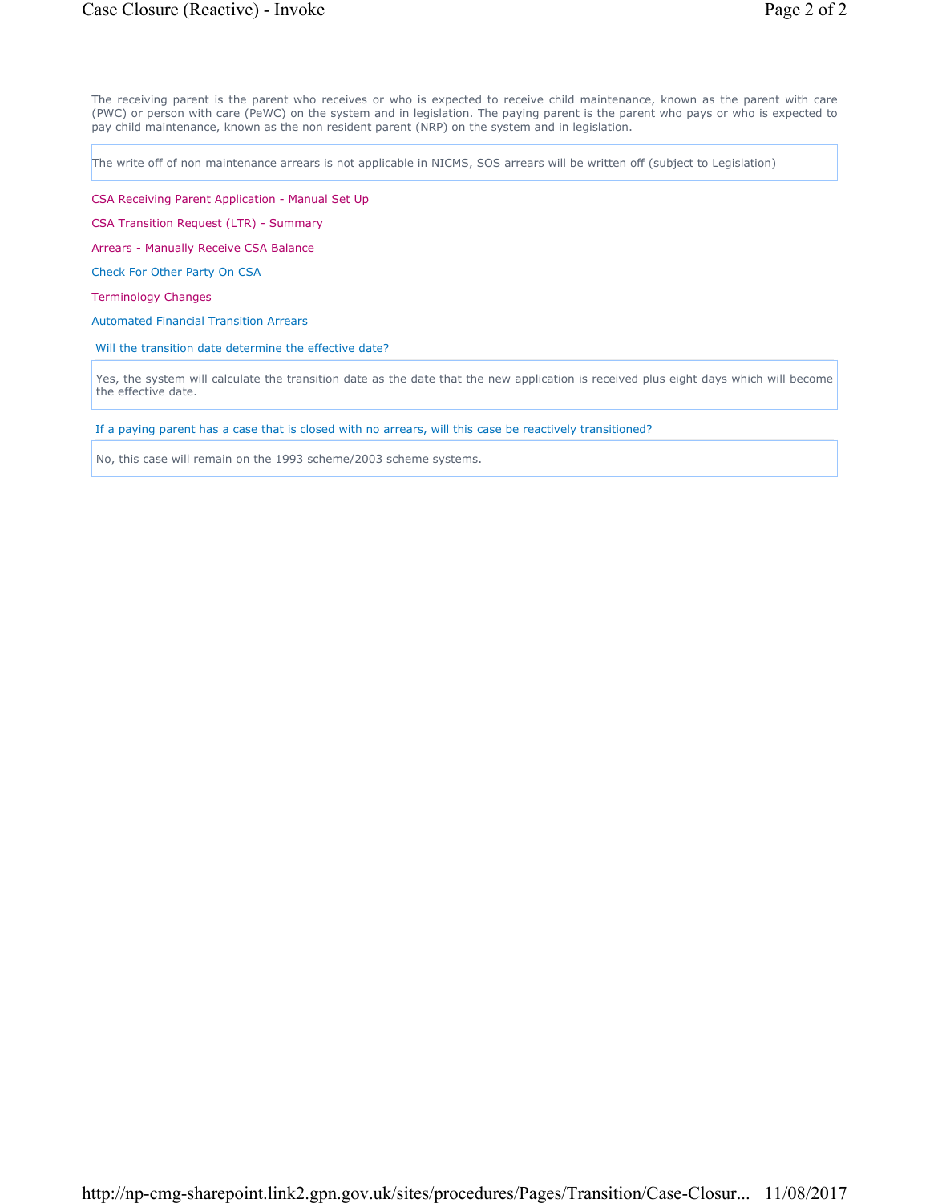The receiving parent is the parent who receives or who is expected to receive child maintenance, known as the parent with care (PWC) or person with care (PeWC) on the system and in legislation. The paying parent is the parent who pays or who is expected to pay child maintenance, known as the non resident parent (NRP) on the system and in legislation.

The write off of non maintenance arrears is not applicable in NICMS, SOS arrears will be written off (subject to Legislation)

CSA Receiving Parent Application - Manual Set Up

CSA Transition Request (LTR) - Summary

Arrears - Manually Receive CSA Balance

Check For Other Party On CSA

Terminology Changes

Automated Financial Transition Arrears

**Will the transition date determine the effective date?**

Yes, the system will calculate the transition date as the date that the new application is received plus eight days which will become the effective date.

**If a paying parent has a case that is closed with no arrears, will this case be reactively transitioned?**

No, this case will remain on the 1993 scheme/2003 scheme systems.